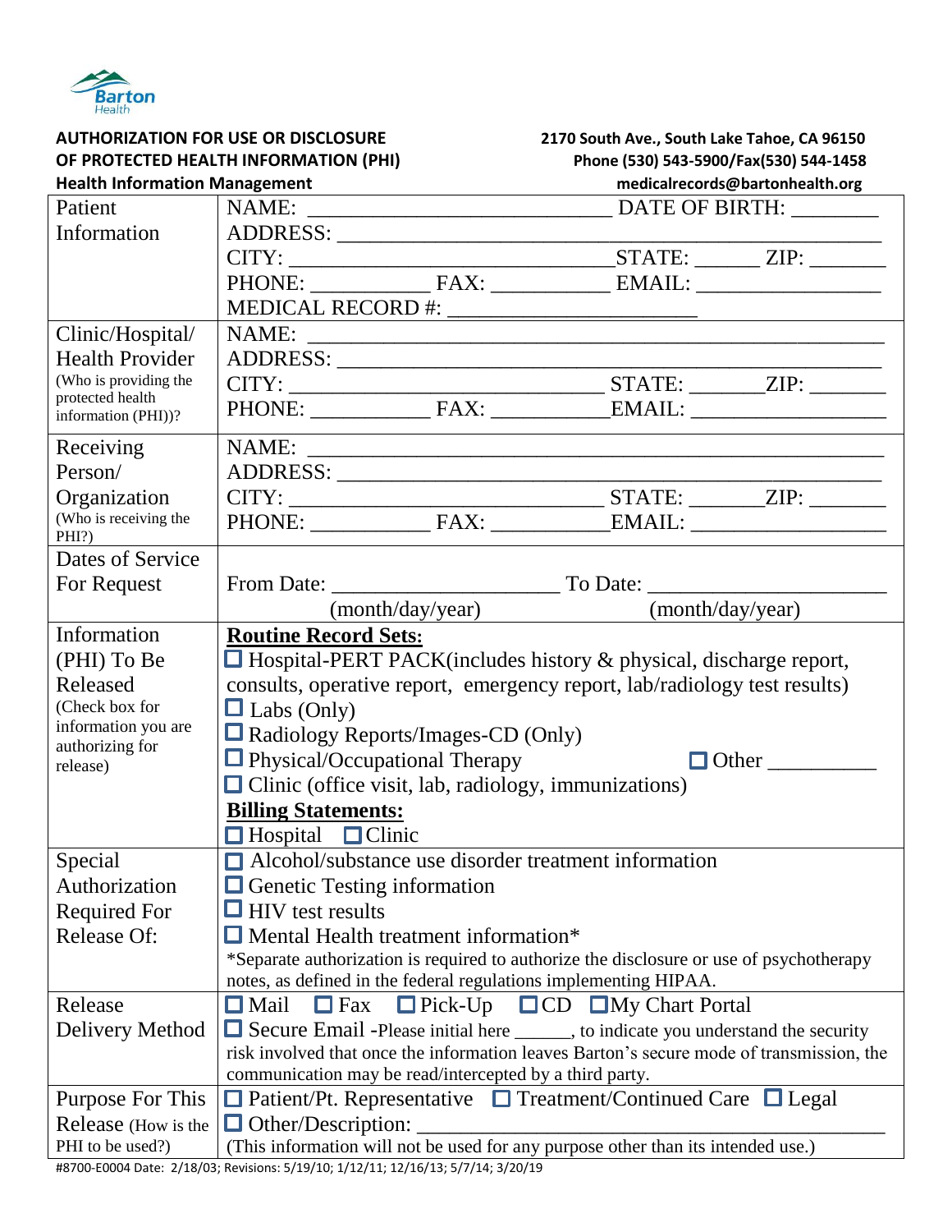Barton Health

**AUTHORIZATION FOR USE OR DISCLOSURE OF PROTECTED HEALTH INFORMATION (PHI)**
**Health Information Management**

**2170 South Ave., South Lake Tahoe, CA 96150**
**Phone (530) 543-5900/Fax(530) 544-1458**
**medicalrecords@bartonhealth.org**

| | |
|---|---|
| Patient Information | NAME: ______________________ DATE OF BIRTH: ________<br>ADDRESS: ______________________________________<br>CITY: ______________________ STATE: ______ ZIP: _______<br>PHONE: __________ FAX: __________ EMAIL: ________________<br>MEDICAL RECORD #: ____________________ |
| Clinic/Hospital/ Health Provider (Who is providing the protected health information (PHI))? | NAME: ______________________________________<br>ADDRESS: ______________________________________<br>CITY: ______________________ STATE: _______ZIP: _______<br>PHONE: __________ FAX: __________EMAIL: ________________ |
| Receiving Person/ Organization (Who is receiving the PHI?) | NAME: ______________________________________<br>ADDRESS: ______________________________________<br>CITY: ______________________ STATE: _______ZIP: _______<br>PHONE: __________ FAX: __________EMAIL: ________________ |
| Dates of Service For Request | From Date: __________________ To Date: ____________________<br>(month/day/year) (month/day/year) |
| Information (PHI) To Be Released (Check box for information you are authorizing for release) | **Routine Record Sets:**<br>☐ Hospital-PERT PACK(includes history & physical, discharge report, consults, operative report, emergency report, lab/radiology test results)<br>☐ Labs (Only)<br>☐ Radiology Reports/Images-CD (Only)<br>☐ Physical/Occupational Therapy ☐ Other __________<br>☐ Clinic (office visit, lab, radiology, immunizations)<br>**Billing Statements:**<br>☐ Hospital ☐ Clinic |
| Special Authorization Required For Release Of: | ☐ Alcohol/substance use disorder treatment information<br>☐ Genetic Testing information<br>☐ HIV test results<br>☐ Mental Health treatment information*<br>*Separate authorization is required to authorize the disclosure or use of psychotherapy notes, as defined in the federal regulations implementing HIPAA. |
| Release Delivery Method | ☐ Mail ☐ Fax ☐ Pick-Up ☐ CD ☐ My Chart Portal<br>☐ Secure Email -Please initial here ______, to indicate you understand the security risk involved that once the information leaves Barton's secure mode of transmission, the communication may be read/intercepted by a third party. |
| Purpose For This Release (How is the PHI to be used?) | ☐ Patient/Pt. Representative ☐ Treatment/Continued Care ☐ Legal<br>☐ Other/Description: ______________________________________<br>(This information will not be used for any purpose other than its intended use.) |

#8700-E0004 Date: 2/18/03; Revisions: 5/19/10; 1/12/11; 12/16/13; 5/7/14; 3/20/19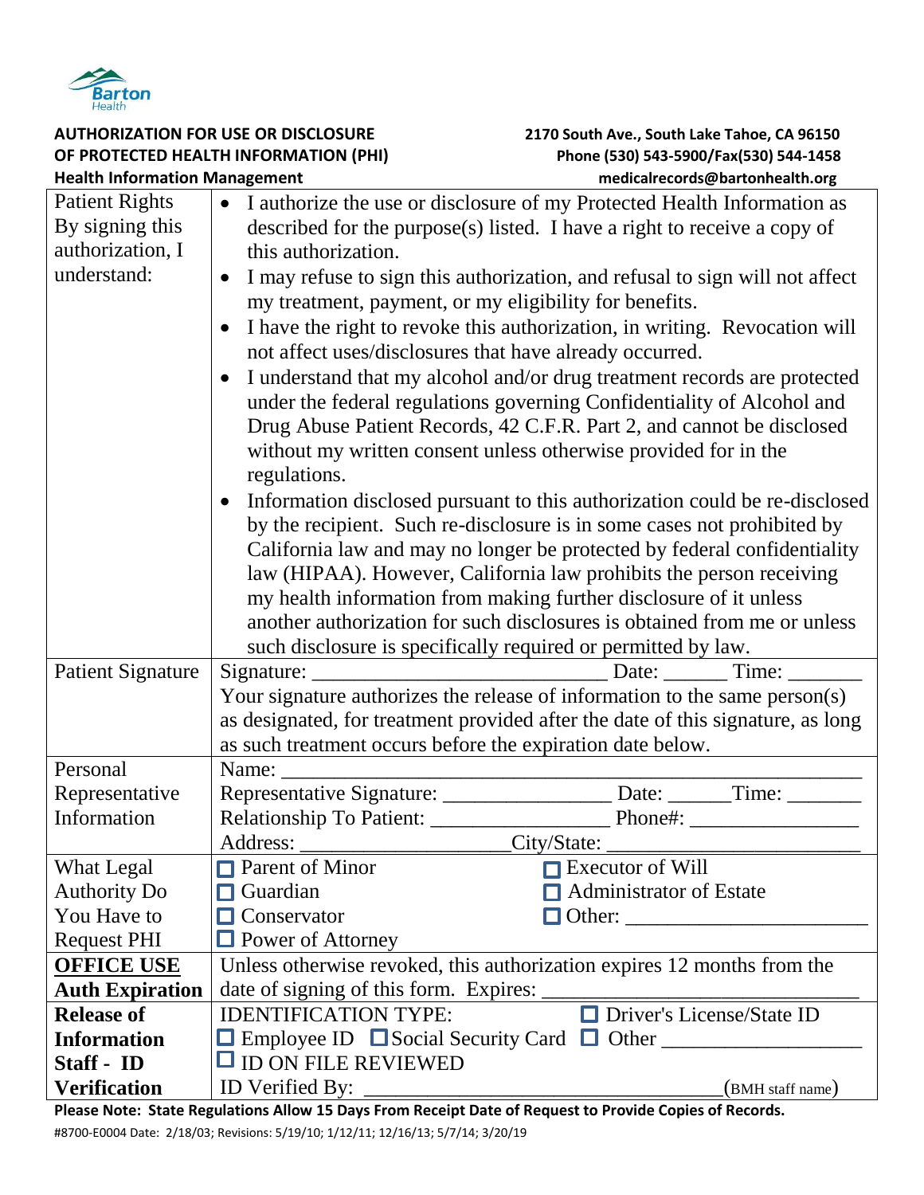**AUTHORIZATION FOR USE OR DISCLOSURE OF PROTECTED HEALTH INFORMATION (PHI)**
**Health Information Management**

**2170 South Ave., South Lake Tahoe, CA 96150**
**Phone (530) 543-5900/Fax(530) 544-1458**
**medicalrecords@bartonhealth.org**

| | |
|---|---|
| Patient Rights By signing this authorization, I understand: | • I authorize the use or disclosure of my Protected Health Information as described for the purpose(s) listed. I have a right to receive a copy of this authorization.<br>• I may refuse to sign this authorization, and refusal to sign will not affect my treatment, payment, or my eligibility for benefits.<br>• I have the right to revoke this authorization, in writing. Revocation will not affect uses/disclosures that have already occurred.<br>• I understand that my alcohol and/or drug treatment records are protected under the federal regulations governing Confidentiality of Alcohol and Drug Abuse Patient Records, 42 C.F.R. Part 2, and cannot be disclosed without my written consent unless otherwise provided for in the regulations.<br>• Information disclosed pursuant to this authorization could be re-disclosed by the recipient. Such re-disclosure is in some cases not prohibited by California law and may no longer be protected by federal confidentiality law (HIPAA). However, California law prohibits the person receiving my health information from making further disclosure of it unless another authorization for such disclosures is obtained from me or unless such disclosure is specifically required or permitted by law. |
| Patient Signature | Signature: ____________________________ Date: ______ Time: _______<br>Your signature authorizes the release of information to the same person(s) as designated, for treatment provided after the date of this signature, as long as such treatment occurs before the expiration date below. |
| Personal Representative Information | Name: ________________________________________________________<br>Representative Signature: ________________ Date: ______Time: _______<br>Relationship To Patient: _________________ Phone#: ________________<br>Address: ___________________City/State: __________________________ |
| What Legal Authority Do You Have to Request PHI | ☐ Parent of Minor ☐ Executor of Will<br>☐ Guardian ☐ Administrator of Estate<br>☐ Conservator ☐ Other: ______________________<br>☐ Power of Attorney |
| **<u>OFFICE USE</u> Auth Expiration** | Unless otherwise revoked, this authorization expires 12 months from the date of signing of this form. Expires: ___________________________ |
| **Release of Information Staff - ID Verification** | IDENTIFICATION TYPE: ☐ Driver's License/State ID<br>☐ Employee ID ☐ Social Security Card ☐ Other ___________________<br>☐ ID ON FILE REVIEWED<br>ID Verified By: __________________________________(BMH staff name) |

**Please Note: State Regulations Allow 15 Days From Receipt Date of Request to Provide Copies of Records.**

#8700-E0004 Date: 2/18/03; Revisions: 5/19/10; 1/12/11; 12/16/13; 5/7/14; 3/20/19